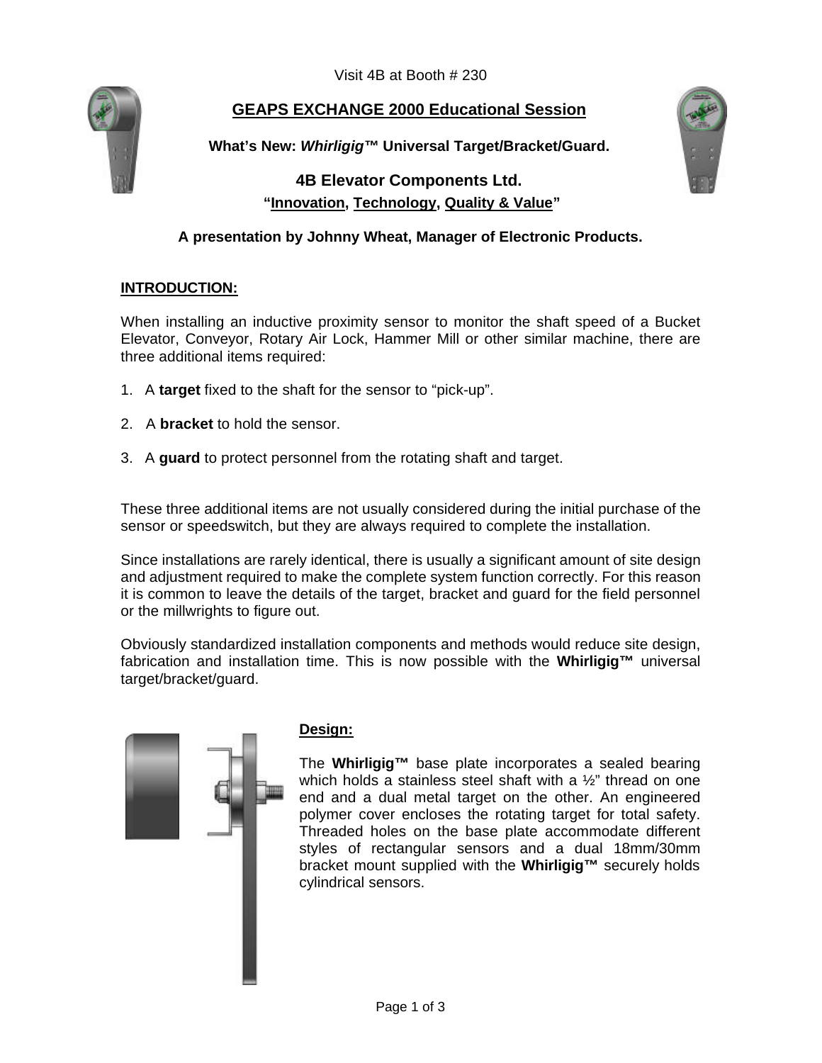Visit 4B at Booth # 230

# GEAPS EXCHANGE 2000 Educational Session

**What's New: *Whirligig™* Universal Target/Bracket/Guard.**

## 4B Elevator Components Ltd.

**"Innovation, Technology, Quality & Value"**

**A presentation by Johnny Wheat, Manager of Electronic Products.**

## INTRODUCTION:

When installing an inductive proximity sensor to monitor the shaft speed of a Bucket Elevator, Conveyor, Rotary Air Lock, Hammer Mill or other similar machine, there are three additional items required:

1. A **target** fixed to the shaft for the sensor to "pick-up".
2. A **bracket** to hold the sensor.
3. A **guard** to protect personnel from the rotating shaft and target.

These three additional items are not usually considered during the initial purchase of the sensor or speedswitch, but they are always required to complete the installation.

Since installations are rarely identical, there is usually a significant amount of site design and adjustment required to make the complete system function correctly. For this reason it is common to leave the details of the target, bracket and guard for the field personnel or the millwrights to figure out.

Obviously standardized installation components and methods would reduce site design, fabrication and installation time. This is now possible with the **Whirligig™** universal target/bracket/guard.

## Design:

The **Whirligig™** base plate incorporates a sealed bearing which holds a stainless steel shaft with a ½" thread on one end and a dual metal target on the other. An engineered polymer cover encloses the rotating target for total safety. Threaded holes on the base plate accommodate different styles of rectangular sensors and a dual 18mm/30mm bracket mount supplied with the **Whirligig™** securely holds cylindrical sensors.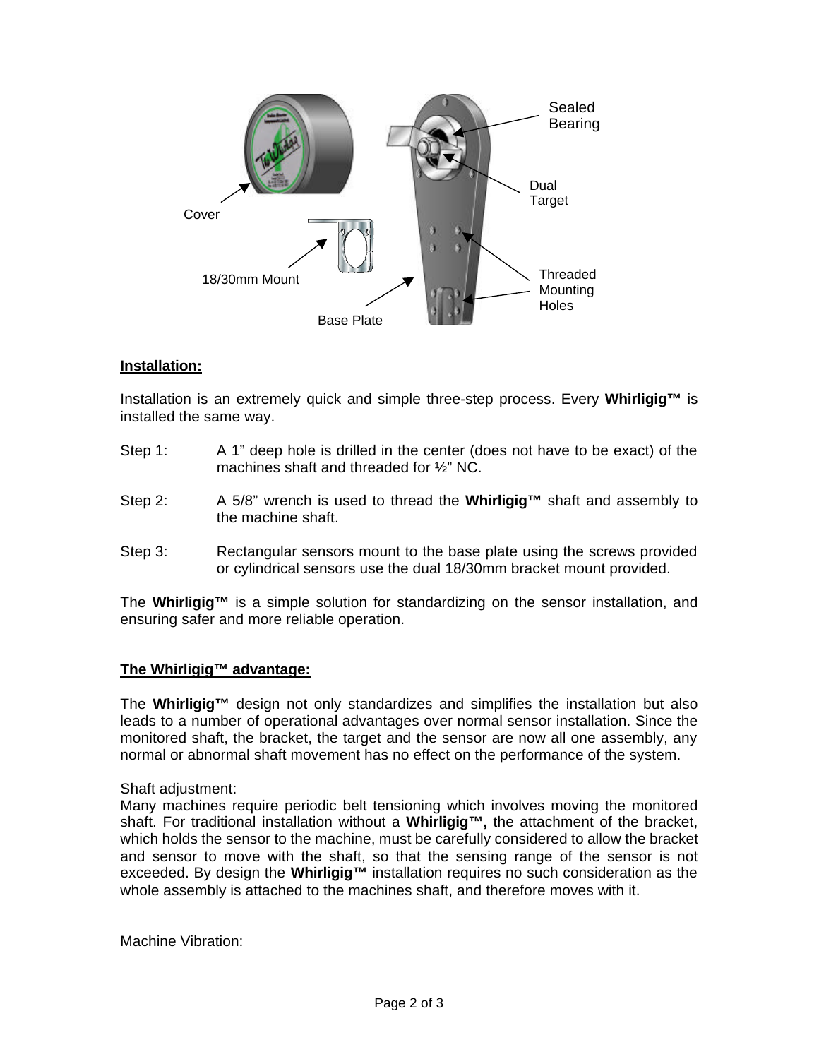Sealed Bearing

Dual Target

Cover

Threaded Mounting Holes

18/30mm Mount

Base Plate

**Installation:**

Installation is an extremely quick and simple three-step process. Every **Whirligig™** is installed the same way.

Step 1: A 1" deep hole is drilled in the center (does not have to be exact) of the machines shaft and threaded for ½" NC.

Step 2: A 5/8" wrench is used to thread the **Whirligig™** shaft and assembly to the machine shaft.

Step 3: Rectangular sensors mount to the base plate using the screws provided or cylindrical sensors use the dual 18/30mm bracket mount provided.

The **Whirligig™** is a simple solution for standardizing on the sensor installation, and ensuring safer and more reliable operation.

**The Whirligig™ advantage:**

The **Whirligig™** design not only standardizes and simplifies the installation but also leads to a number of operational advantages over normal sensor installation. Since the monitored shaft, the bracket, the target and the sensor are now all one assembly, any normal or abnormal shaft movement has no effect on the performance of the system.

Shaft adjustment:
Many machines require periodic belt tensioning which involves moving the monitored shaft. For traditional installation without a **Whirligig™,** the attachment of the bracket, which holds the sensor to the machine, must be carefully considered to allow the bracket and sensor to move with the shaft, so that the sensing range of the sensor is not exceeded. By design the **Whirligig™** installation requires no such consideration as the whole assembly is attached to the machines shaft, and therefore moves with it.

Machine Vibration: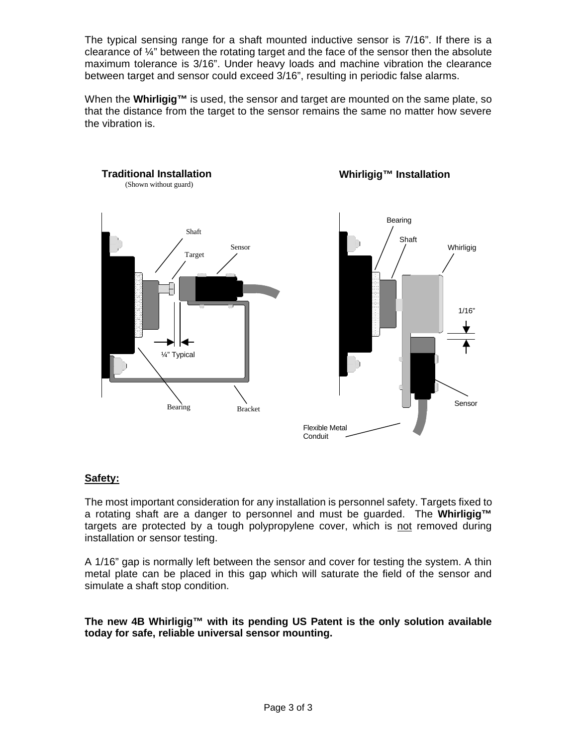The typical sensing range for a shaft mounted inductive sensor is 7/16". If there is a clearance of ¼" between the rotating target and the face of the sensor then the absolute maximum tolerance is 3/16". Under heavy loads and machine vibration the clearance between target and sensor could exceed 3/16", resulting in periodic false alarms.

When the **Whirligig™** is used, the sensor and target are mounted on the same plate, so that the distance from the target to the sensor remains the same no matter how severe the vibration is.

**Traditional Installation**
(Shown without guard)

Shaft
Target
Sensor
¼" Typical
Bearing
Bracket

**Whirligig™ Installation**

Bearing
Shaft
Whirligig
1/16"
Sensor
Flexible Metal Conduit

## Safety:

The most important consideration for any installation is personnel safety. Targets fixed to a rotating shaft are a danger to personnel and must be guarded. The **Whirligig™** targets are protected by a tough polypropylene cover, which is <u>not</u> removed during installation or sensor testing.

A 1/16" gap is normally left between the sensor and cover for testing the system. A thin metal plate can be placed in this gap which will saturate the field of the sensor and simulate a shaft stop condition.

**The new 4B Whirligig™ with its pending US Patent is the only solution available today for safe, reliable universal sensor mounting.**